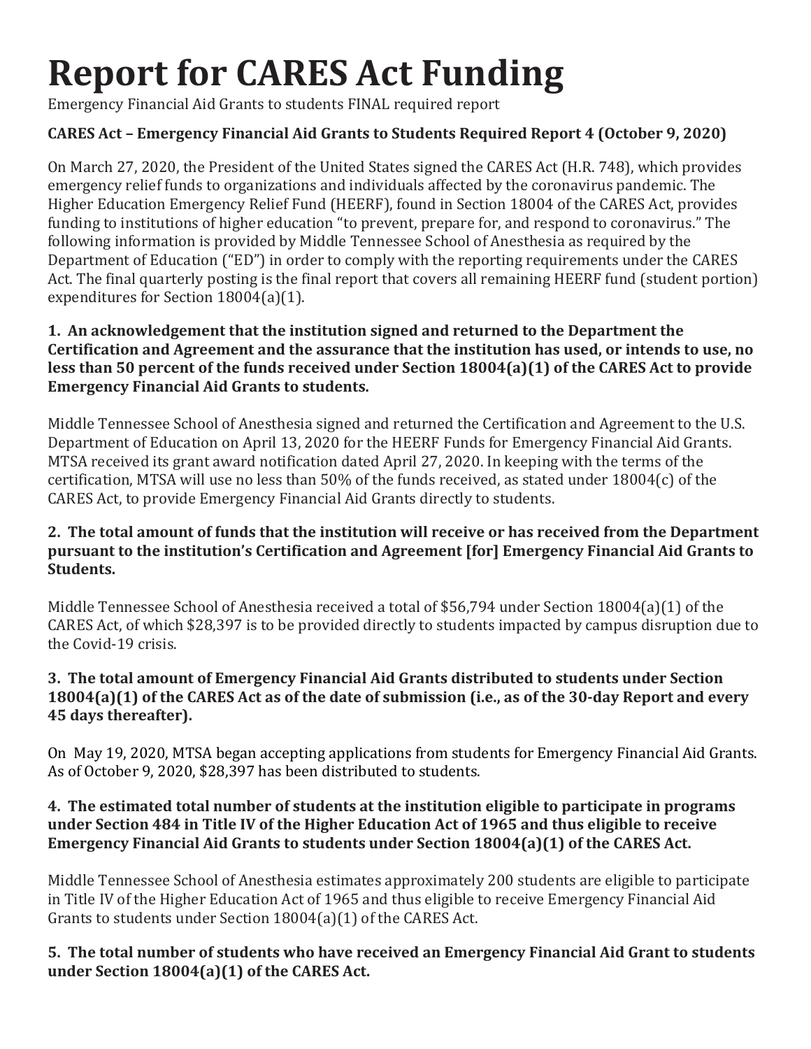# Report for CARES Act Funding

Emergency Financial Aid Grants to students FINAL required report

**CARES Act – Emergency Financial Aid Grants to Students Required Report 4 (October 9, 2020)**

On March 27, 2020, the President of the United States signed the CARES Act (H.R. 748), which provides emergency relief funds to organizations and individuals affected by the coronavirus pandemic. The Higher Education Emergency Relief Fund (HEERF), found in Section 18004 of the CARES Act, provides funding to institutions of higher education "to prevent, prepare for, and respond to coronavirus." The following information is provided by Middle Tennessee School of Anesthesia as required by the Department of Education ("ED") in order to comply with the reporting requirements under the CARES Act. The final quarterly posting is the final report that covers all remaining HEERF fund (student portion) expenditures for Section 18004(a)(1).

**1. An acknowledgement that the institution signed and returned to the Department the Certification and Agreement and the assurance that the institution has used, or intends to use, no less than 50 percent of the funds received under Section 18004(a)(1) of the CARES Act to provide Emergency Financial Aid Grants to students.**

Middle Tennessee School of Anesthesia signed and returned the Certification and Agreement to the U.S. Department of Education on April 13, 2020 for the HEERF Funds for Emergency Financial Aid Grants. MTSA received its grant award notification dated April 27, 2020. In keeping with the terms of the certification, MTSA will use no less than 50% of the funds received, as stated under 18004(c) of the CARES Act, to provide Emergency Financial Aid Grants directly to students.

**2. The total amount of funds that the institution will receive or has received from the Department pursuant to the institution's Certification and Agreement [for] Emergency Financial Aid Grants to Students.**

Middle Tennessee School of Anesthesia received a total of $56,794 under Section 18004(a)(1) of the CARES Act, of which $28,397 is to be provided directly to students impacted by campus disruption due to the Covid-19 crisis.

**3. The total amount of Emergency Financial Aid Grants distributed to students under Section 18004(a)(1) of the CARES Act as of the date of submission (i.e., as of the 30-day Report and every 45 days thereafter).**

On May 19, 2020, MTSA began accepting applications from students for Emergency Financial Aid Grants. As of October 9, 2020, $28,397 has been distributed to students.

**4. The estimated total number of students at the institution eligible to participate in programs under Section 484 in Title IV of the Higher Education Act of 1965 and thus eligible to receive Emergency Financial Aid Grants to students under Section 18004(a)(1) of the CARES Act.**

Middle Tennessee School of Anesthesia estimates approximately 200 students are eligible to participate in Title IV of the Higher Education Act of 1965 and thus eligible to receive Emergency Financial Aid Grants to students under Section 18004(a)(1) of the CARES Act.

**5. The total number of students who have received an Emergency Financial Aid Grant to students under Section 18004(a)(1) of the CARES Act.**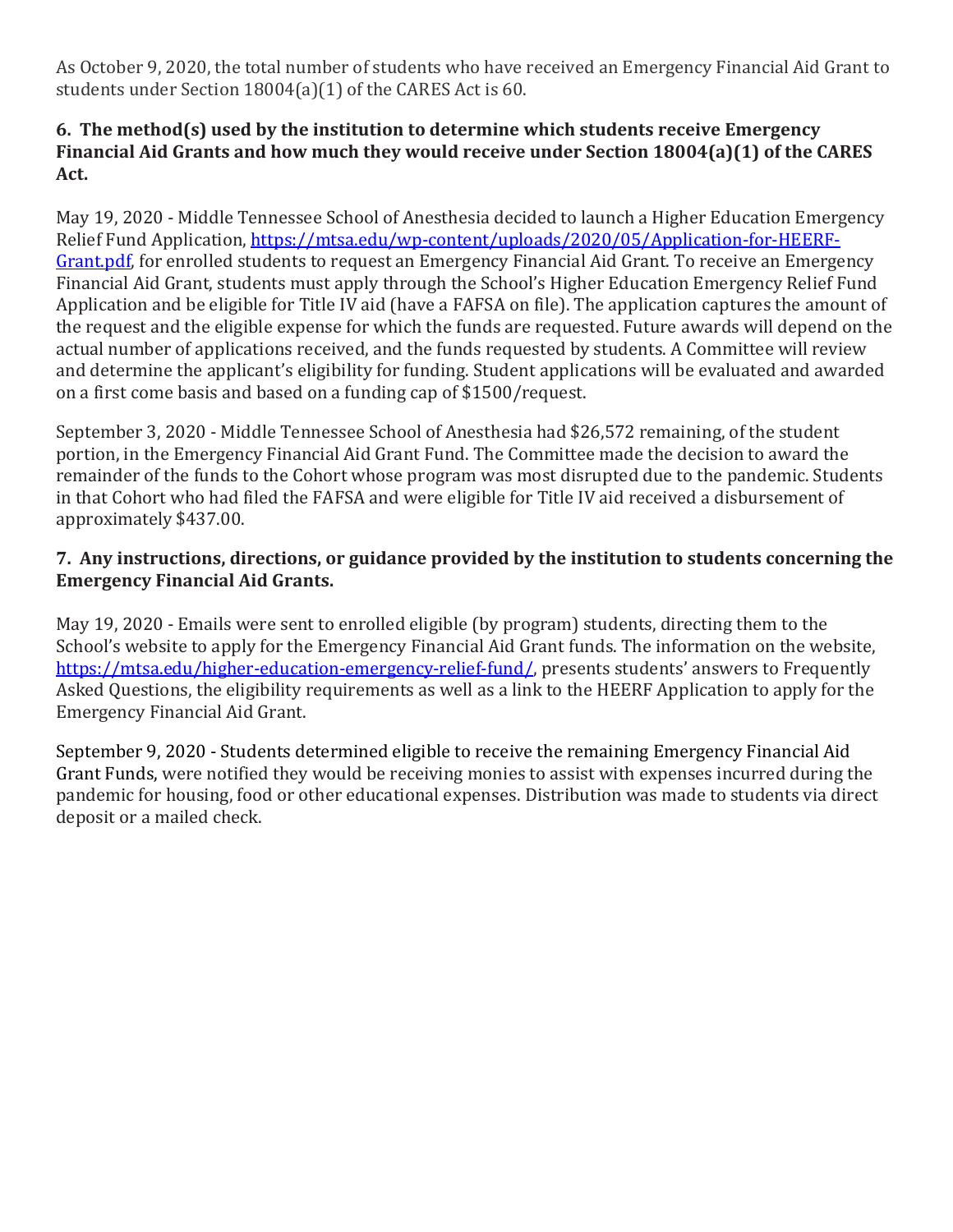As October 9, 2020, the total number of students who have received an Emergency Financial Aid Grant to students under Section 18004(a)(1) of the CARES Act is 60.

**6. The method(s) used by the institution to determine which students receive Emergency Financial Aid Grants and how much they would receive under Section 18004(a)(1) of the CARES Act.**

May 19, 2020 - Middle Tennessee School of Anesthesia decided to launch a Higher Education Emergency Relief Fund Application, [https://mtsa.edu/wp-content/uploads/2020/05/Application-for-HEERF-Grant.pdf](https://mtsa.edu/wp-content/uploads/2020/05/Application-for-HEERF-Grant.pdf), for enrolled students to request an Emergency Financial Aid Grant. To receive an Emergency Financial Aid Grant, students must apply through the School's Higher Education Emergency Relief Fund Application and be eligible for Title IV aid (have a FAFSA on file). The application captures the amount of the request and the eligible expense for which the funds are requested. Future awards will depend on the actual number of applications received, and the funds requested by students. A Committee will review and determine the applicant's eligibility for funding. Student applications will be evaluated and awarded on a first come basis and based on a funding cap of $1500/request.

September 3, 2020 - Middle Tennessee School of Anesthesia had $26,572 remaining, of the student portion, in the Emergency Financial Aid Grant Fund. The Committee made the decision to award the remainder of the funds to the Cohort whose program was most disrupted due to the pandemic. Students in that Cohort who had filed the FAFSA and were eligible for Title IV aid received a disbursement of approximately $437.00.

**7. Any instructions, directions, or guidance provided by the institution to students concerning the Emergency Financial Aid Grants.**

May 19, 2020 - Emails were sent to enrolled eligible (by program) students, directing them to the School's website to apply for the Emergency Financial Aid Grant funds. The information on the website, [https://mtsa.edu/higher-education-emergency-relief-fund/](https://mtsa.edu/higher-education-emergency-relief-fund/), presents students' answers to Frequently Asked Questions, the eligibility requirements as well as a link to the HEERF Application to apply for the Emergency Financial Aid Grant.

September 9, 2020 - Students determined eligible to receive the remaining Emergency Financial Aid Grant Funds, were notified they would be receiving monies to assist with expenses incurred during the pandemic for housing, food or other educational expenses. Distribution was made to students via direct deposit or a mailed check.